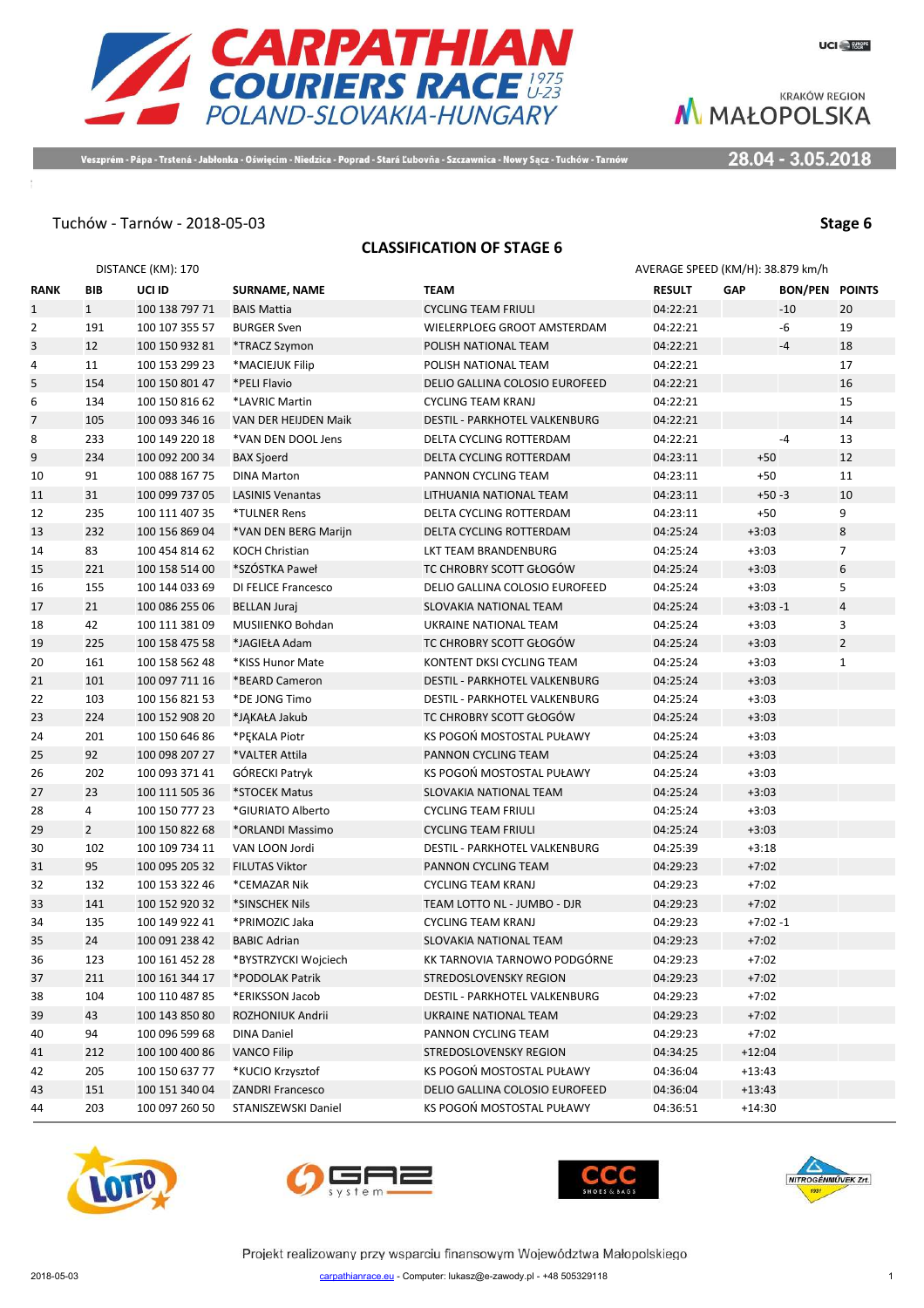# CARPATHIAN COURIERS RACE 1975 U-23

POLAND-SLOVAKIA-HUNGARY

Veszprém - Pápa - Trstená - Jabłonka - Oświęcim - Niedzica - Poprad - Stará Ľubovňa - Szczawnica - Nowy Sącz - Tuchów - Tarnów

28.04 - 3.05.2018

Tuchów - Tarnów - 2018-05-03

**Stage 6**

## CLASSIFICATION OF STAGE 6

DISTANCE (KM): 170

AVERAGE SPEED (KM/H): 38.879 km/h

| RANK | BIB | UCI ID | SURNAME, NAME | TEAM | RESULT | GAP | BON/PEN | POINTS |
|---|---|---|---|---|---|---|---|---|
| 1 | 1 | 100 138 797 71 | BAIS Mattia | CYCLING TEAM FRIULI | 04:22:21 | | -10 | 20 |
| 2 | 191 | 100 107 355 57 | BURGER Sven | WIELERPLOEG GROOT AMSTERDAM | 04:22:21 | | -6 | 19 |
| 3 | 12 | 100 150 932 81 | *TRACZ Szymon | POLISH NATIONAL TEAM | 04:22:21 | | -4 | 18 |
| 4 | 11 | 100 153 299 23 | *MACIEJUK Filip | POLISH NATIONAL TEAM | 04:22:21 | | | 17 |
| 5 | 154 | 100 150 801 47 | *PELI Flavio | DELIO GALLINA COLOSIO EUROFEED | 04:22:21 | | | 16 |
| 6 | 134 | 100 150 816 62 | *LAVRIC Martin | CYCLING TEAM KRANJ | 04:22:21 | | | 15 |
| 7 | 105 | 100 093 346 16 | VAN DER HEIJDEN Maik | DESTIL - PARKHOTEL VALKENBURG | 04:22:21 | | | 14 |
| 8 | 233 | 100 149 220 18 | *VAN DEN DOOL Jens | DELTA CYCLING ROTTERDAM | 04:22:21 | | -4 | 13 |
| 9 | 234 | 100 092 200 34 | BAX Sjoerd | DELTA CYCLING ROTTERDAM | 04:23:11 | +50 | | 12 |
| 10 | 91 | 100 088 167 75 | DINA Marton | PANNON CYCLING TEAM | 04:23:11 | +50 | | 11 |
| 11 | 31 | 100 099 737 05 | LASINIS Venantas | LITHUANIA NATIONAL TEAM | 04:23:11 | +50 | -3 | 10 |
| 12 | 235 | 100 111 407 35 | *TULNER Rens | DELTA CYCLING ROTTERDAM | 04:23:11 | +50 | | 9 |
| 13 | 232 | 100 156 869 04 | *VAN DEN BERG Marijn | DELTA CYCLING ROTTERDAM | 04:25:24 | +3:03 | | 8 |
| 14 | 83 | 100 454 814 62 | KOCH Christian | LKT TEAM BRANDENBURG | 04:25:24 | +3:03 | | 7 |
| 15 | 221 | 100 158 514 00 | *SZÓSTKA Paweł | TC CHROBRY SCOTT GŁOGÓW | 04:25:24 | +3:03 | | 6 |
| 16 | 155 | 100 144 033 69 | DI FELICE Francesco | DELIO GALLINA COLOSIO EUROFEED | 04:25:24 | +3:03 | | 5 |
| 17 | 21 | 100 086 255 06 | BELLAN Juraj | SLOVAKIA NATIONAL TEAM | 04:25:24 | +3:03 | -1 | 4 |
| 18 | 42 | 100 111 381 09 | MUSIIENKO Bohdan | UKRAINE NATIONAL TEAM | 04:25:24 | +3:03 | | 3 |
| 19 | 225 | 100 158 475 58 | *JAGIEŁA Adam | TC CHROBRY SCOTT GŁOGÓW | 04:25:24 | +3:03 | | 2 |
| 20 | 161 | 100 158 562 48 | *KISS Hunor Mate | KONTENT DKSI CYCLING TEAM | 04:25:24 | +3:03 | | 1 |
| 21 | 101 | 100 097 711 16 | *BEARD Cameron | DESTIL - PARKHOTEL VALKENBURG | 04:25:24 | +3:03 | | |
| 22 | 103 | 100 156 821 53 | *DE JONG Timo | DESTIL - PARKHOTEL VALKENBURG | 04:25:24 | +3:03 | | |
| 23 | 224 | 100 152 908 20 | *JĄKAŁA Jakub | TC CHROBRY SCOTT GŁOGÓW | 04:25:24 | +3:03 | | |
| 24 | 201 | 100 150 646 86 | *PĘKALA Piotr | KS POGOŃ MOSTOSTAL PUŁAWY | 04:25:24 | +3:03 | | |
| 25 | 92 | 100 098 207 27 | *VALTER Attila | PANNON CYCLING TEAM | 04:25:24 | +3:03 | | |
| 26 | 202 | 100 093 371 41 | GÓRECKI Patryk | KS POGOŃ MOSTOSTAL PUŁAWY | 04:25:24 | +3:03 | | |
| 27 | 23 | 100 111 505 36 | *STOCEK Matus | SLOVAKIA NATIONAL TEAM | 04:25:24 | +3:03 | | |
| 28 | 4 | 100 150 777 23 | *GIURIATO Alberto | CYCLING TEAM FRIULI | 04:25:24 | +3:03 | | |
| 29 | 2 | 100 150 822 68 | *ORLANDI Massimo | CYCLING TEAM FRIULI | 04:25:24 | +3:03 | | |
| 30 | 102 | 100 109 734 11 | VAN LOON Jordi | DESTIL - PARKHOTEL VALKENBURG | 04:25:39 | +3:18 | | |
| 31 | 95 | 100 095 205 32 | FILUTAS Viktor | PANNON CYCLING TEAM | 04:29:23 | +7:02 | | |
| 32 | 132 | 100 153 322 46 | *CEMAZAR Nik | CYCLING TEAM KRANJ | 04:29:23 | +7:02 | | |
| 33 | 141 | 100 152 920 32 | *SINSCHEK Nils | TEAM LOTTO NL - JUMBO - DJR | 04:29:23 | +7:02 | | |
| 34 | 135 | 100 149 922 41 | *PRIMOZIC Jaka | CYCLING TEAM KRANJ | 04:29:23 | +7:02 | -1 | |
| 35 | 24 | 100 091 238 42 | BABIC Adrian | SLOVAKIA NATIONAL TEAM | 04:29:23 | +7:02 | | |
| 36 | 123 | 100 161 452 28 | *BYSTRZYCKI Wojciech | KK TARNOVIA TARNOWO PODGÓRNE | 04:29:23 | +7:02 | | |
| 37 | 211 | 100 161 344 17 | *PODOLAK Patrik | STREDOSLOVENSKY REGION | 04:29:23 | +7:02 | | |
| 38 | 104 | 100 110 487 85 | *ERIKSSON Jacob | DESTIL - PARKHOTEL VALKENBURG | 04:29:23 | +7:02 | | |
| 39 | 43 | 100 143 850 80 | ROZHONIUK Andrii | UKRAINE NATIONAL TEAM | 04:29:23 | +7:02 | | |
| 40 | 94 | 100 096 599 68 | DINA Daniel | PANNON CYCLING TEAM | 04:29:23 | +7:02 | | |
| 41 | 212 | 100 100 400 86 | VANCO Filip | STREDOSLOVENSKY REGION | 04:34:25 | +12:04 | | |
| 42 | 205 | 100 150 637 77 | *KUCIO Krzysztof | KS POGOŃ MOSTOSTAL PUŁAWY | 04:36:04 | +13:43 | | |
| 43 | 151 | 100 151 340 04 | ZANDRI Francesco | DELIO GALLINA COLOSIO EUROFEED | 04:36:04 | +13:43 | | |
| 44 | 203 | 100 097 260 50 | STANISZEWSKI Daniel | KS POGOŃ MOSTOSTAL PUŁAWY | 04:36:51 | +14:30 | | |

Projekt realizowany przy wsparciu finansowym Województwa Małopolskiego

2018-05-03 — carpathianrace.eu - Computer: lukasz@e-zawody.pl - +48 505329118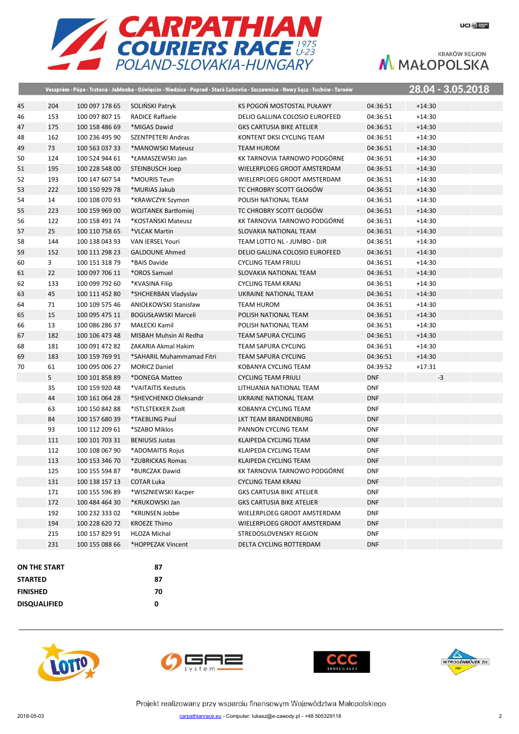Veszprém - Pápa - Trstená - Jabłonka - Oświęcim - Niedzica - Poprad - Stará Ľubovňa - Szczawnica - Nowy Sącz - Tuchów - Tarnów

28.04 - 3.05.2018

| | | | | | | |
|---|---|---|---|---|---|---|
| 45 | 204 | 100 097 178 65 | SOLIŃSKI Patryk | KS POGOŃ MOSTOSTAL PUŁAWY | 04:36:51 | +14:30 |
| 46 | 153 | 100 097 807 15 | RADICE Raffaele | DELIO GALLINA COLOSIO EUROFEED | 04:36:51 | +14:30 |
| 47 | 175 | 100 158 486 69 | *MIGAS Dawid | GKS CARTUSIA BIKE ATELIER | 04:36:51 | +14:30 |
| 48 | 162 | 100 236 495 90 | SZENTPETERI Andras | KONTENT DKSI CYCLING TEAM | 04:36:51 | +14:30 |
| 49 | 73 | 100 563 037 33 | *MANOWSKI Mateusz | TEAM HUROM | 04:36:51 | +14:30 |
| 50 | 124 | 100 524 944 61 | *ŁAMASZEWSKI Jan | KK TARNOVIA TARNOWO PODGÓRNE | 04:36:51 | +14:30 |
| 51 | 195 | 100 228 548 00 | STEINBUSCH Joep | WIELERPLOEG GROOT AMSTERDAM | 04:36:51 | +14:30 |
| 52 | 193 | 100 147 607 54 | *MOURIS Teun | WIELERPLOEG GROOT AMSTERDAM | 04:36:51 | +14:30 |
| 53 | 222 | 100 150 929 78 | *MURIAS Jakub | TC CHROBRY SCOTT GŁOGÓW | 04:36:51 | +14:30 |
| 54 | 14 | 100 108 070 93 | *KRAWCZYK Szymon | POLISH NATIONAL TEAM | 04:36:51 | +14:30 |
| 55 | 223 | 100 159 969 00 | WOJTANEK Bartłomiej | TC CHROBRY SCOTT GŁOGÓW | 04:36:51 | +14:30 |
| 56 | 122 | 100 158 491 74 | *KOSTAŃSKI Mateusz | KK TARNOVIA TARNOWO PODGÓRNE | 04:36:51 | +14:30 |
| 57 | 25 | 100 110 758 65 | *VLCAK Martin | SLOVAKIA NATIONAL TEAM | 04:36:51 | +14:30 |
| 58 | 144 | 100 138 043 93 | VAN IERSEL Youri | TEAM LOTTO NL - JUMBO - DJR | 04:36:51 | +14:30 |
| 59 | 152 | 100 111 298 23 | GALDOUNE Ahmed | DELIO GALLINA COLOSIO EUROFEED | 04:36:51 | +14:30 |
| 60 | 3 | 100 151 318 79 | *BAIS Davide | CYCLING TEAM FRIULI | 04:36:51 | +14:30 |
| 61 | 22 | 100 097 706 11 | *OROS Samuel | SLOVAKIA NATIONAL TEAM | 04:36:51 | +14:30 |
| 62 | 133 | 100 099 792 60 | *KVASINA Filip | CYCLING TEAM KRANJ | 04:36:51 | +14:30 |
| 63 | 45 | 100 111 452 80 | *SHCHERBAN Vladyslav | UKRAINE NATIONAL TEAM | 04:36:51 | +14:30 |
| 64 | 71 | 100 109 575 46 | ANIOŁKOWSKI Stanisław | TEAM HUROM | 04:36:51 | +14:30 |
| 65 | 15 | 100 095 475 11 | BOGUSŁAWSKI Marceli | POLISH NATIONAL TEAM | 04:36:51 | +14:30 |
| 66 | 13 | 100 086 286 37 | MAŁECKI Kamil | POLISH NATIONAL TEAM | 04:36:51 | +14:30 |
| 67 | 182 | 100 106 473 48 | MISBAH Muhsin Al Redha | TEAM SAPURA CYCLING | 04:36:51 | +14:30 |
| 68 | 181 | 100 091 472 82 | ZAKARIA Akmal Hakim | TEAM SAPURA CYCLING | 04:36:51 | +14:30 |
| 69 | 183 | 100 159 769 91 | *SAHARIL Muhammamad Fitri | TEAM SAPURA CYCLING | 04:36:51 | +14:30 |
| 70 | 61 | 100 095 006 27 | MORICZ Daniel | KOBANYA CYCLING TEAM | 04:39:52 | +17:31 |
| | 5 | 100 101 858 89 | *DONEGA Matteo | CYCLING TEAM FRIULI | DNF | -3 |
| | 35 | 100 159 920 48 | *VAITAITIS Kestutis | LITHUANIA NATIONAL TEAM | DNF | |
| | 44 | 100 161 064 28 | *SHEVCHENKO Oleksandr | UKRAINE NATIONAL TEAM | DNF | |
| | 63 | 100 150 842 88 | *ISTLSTEKKER Zsolt | KOBANYA CYCLING TEAM | DNF | |
| | 84 | 100 157 680 39 | *TAEBLING Paul | LKT TEAM BRANDENBURG | DNF | |
| | 93 | 100 112 209 61 | *SZABO Miklos | PANNON CYCLING TEAM | DNF | |
| | 111 | 100 101 703 31 | BENIUSIS Justas | KLAIPEDA CYCLING TEAM | DNF | |
| | 112 | 100 108 067 90 | *ADOMAITIS Rojus | KLAIPEDA CYCLING TEAM | DNF | |
| | 113 | 100 153 346 70 | *ZUBRICKAS Romas | KLAIPEDA CYCLING TEAM | DNF | |
| | 125 | 100 155 594 87 | *BURCZAK Dawid | KK TARNOVIA TARNOWO PODGÓRNE | DNF | |
| | 131 | 100 138 157 13 | COTAR Luka | CYCLING TEAM KRANJ | DNF | |
| | 171 | 100 155 596 89 | *WISZNIEWSKI Kacper | GKS CARTUSIA BIKE ATELIER | DNF | |
| | 172 | 100 484 464 30 | *KRUKOWSKI Jan | GKS CARTUSIA BIKE ATELIER | DNF | |
| | 192 | 100 232 333 02 | *KRIJNSEN Jobbe | WIELERPLOEG GROOT AMSTERDAM | DNF | |
| | 194 | 100 228 620 72 | KROEZE Thimo | WIELERPLOEG GROOT AMSTERDAM | DNF | |
| | 215 | 100 157 829 91 | HLOZA Michal | STREDOSLOVENSKY REGION | DNF | |
| | 231 | 100 155 088 66 | *HOPPEZAK Vincent | DELTA CYCLING ROTTERDAM | DNF | |

| | |
|---|---|
| **ON THE START** | **87** |
| **STARTED** | **87** |
| **FINISHED** | **70** |
| **DISQUALIFIED** | **0** |

Projekt realizowany przy wsparciu finansowym Województwa Małopolskiego

2018-05-03 carpathianrace.eu - Computer: lukasz@e-zawody.pl - +48 505329118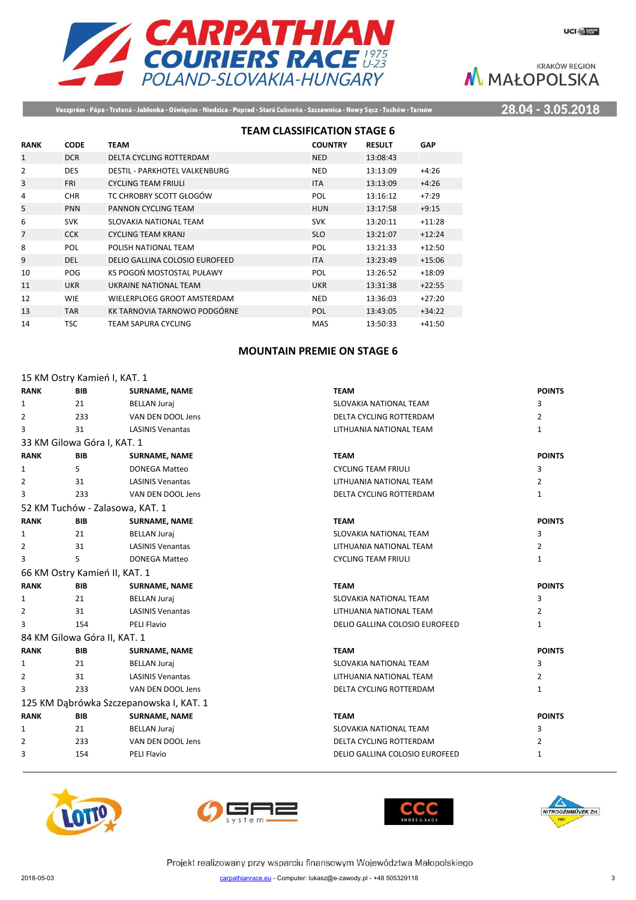## TEAM CLASSIFICATION STAGE 6

| RANK | CODE | TEAM | COUNTRY | RESULT | GAP |
|---|---|---|---|---|---|
| 1 | DCR | DELTA CYCLING ROTTERDAM | NED | 13:08:43 | |
| 2 | DES | DESTIL - PARKHOTEL VALKENBURG | NED | 13:13:09 | +4:26 |
| 3 | FRI | CYCLING TEAM FRIULI | ITA | 13:13:09 | +4:26 |
| 4 | CHR | TC CHROBRY SCOTT GŁOGÓW | POL | 13:16:12 | +7:29 |
| 5 | PNN | PANNON CYCLING TEAM | HUN | 13:17:58 | +9:15 |
| 6 | SVK | SLOVAKIA NATIONAL TEAM | SVK | 13:20:11 | +11:28 |
| 7 | CCK | CYCLING TEAM KRANJ | SLO | 13:21:07 | +12:24 |
| 8 | POL | POLISH NATIONAL TEAM | POL | 13:21:33 | +12:50 |
| 9 | DEL | DELIO GALLINA COLOSIO EUROFEED | ITA | 13:23:49 | +15:06 |
| 10 | POG | KS POGOŃ MOSTOSTAL PUŁAWY | POL | 13:26:52 | +18:09 |
| 11 | UKR | UKRAINE NATIONAL TEAM | UKR | 13:31:38 | +22:55 |
| 12 | WIE | WIELERPLOEG GROOT AMSTERDAM | NED | 13:36:03 | +27:20 |
| 13 | TAR | KK TARNOVIA TARNOWO PODGÓRNE | POL | 13:43:05 | +34:22 |
| 14 | TSC | TEAM SAPURA CYCLING | MAS | 13:50:33 | +41:50 |

## MOUNTAIN PREMIE ON STAGE 6

15 KM Ostry Kamień I, KAT. 1

| RANK | BIB | SURNAME, NAME | TEAM | POINTS |
|---|---|---|---|---|
| 1 | 21 | BELLAN Juraj | SLOVAKIA NATIONAL TEAM | 3 |
| 2 | 233 | VAN DEN DOOL Jens | DELTA CYCLING ROTTERDAM | 2 |
| 3 | 31 | LASINIS Venantas | LITHUANIA NATIONAL TEAM | 1 |

33 KM Gilowa Góra I, KAT. 1

| RANK | BIB | SURNAME, NAME | TEAM | POINTS |
|---|---|---|---|---|
| 1 | 5 | DONEGA Matteo | CYCLING TEAM FRIULI | 3 |
| 2 | 31 | LASINIS Venantas | LITHUANIA NATIONAL TEAM | 2 |
| 3 | 233 | VAN DEN DOOL Jens | DELTA CYCLING ROTTERDAM | 1 |

52 KM Tuchów - Zalasowa, KAT. 1

| RANK | BIB | SURNAME, NAME | TEAM | POINTS |
|---|---|---|---|---|
| 1 | 21 | BELLAN Juraj | SLOVAKIA NATIONAL TEAM | 3 |
| 2 | 31 | LASINIS Venantas | LITHUANIA NATIONAL TEAM | 2 |
| 3 | 5 | DONEGA Matteo | CYCLING TEAM FRIULI | 1 |

66 KM Ostry Kamień II, KAT. 1

| RANK | BIB | SURNAME, NAME | TEAM | POINTS |
|---|---|---|---|---|
| 1 | 21 | BELLAN Juraj | SLOVAKIA NATIONAL TEAM | 3 |
| 2 | 31 | LASINIS Venantas | LITHUANIA NATIONAL TEAM | 2 |
| 3 | 154 | PELI Flavio | DELIO GALLINA COLOSIO EUROFEED | 1 |

84 KM Gilowa Góra II, KAT. 1

| RANK | BIB | SURNAME, NAME | TEAM | POINTS |
|---|---|---|---|---|
| 1 | 21 | BELLAN Juraj | SLOVAKIA NATIONAL TEAM | 3 |
| 2 | 31 | LASINIS Venantas | LITHUANIA NATIONAL TEAM | 2 |
| 3 | 233 | VAN DEN DOOL Jens | DELTA CYCLING ROTTERDAM | 1 |

125 KM Dąbrówka Szczepanowska I, KAT. 1

| RANK | BIB | SURNAME, NAME | TEAM | POINTS |
|---|---|---|---|---|
| 1 | 21 | BELLAN Juraj | SLOVAKIA NATIONAL TEAM | 3 |
| 2 | 233 | VAN DEN DOOL Jens | DELTA CYCLING ROTTERDAM | 2 |
| 3 | 154 | PELI Flavio | DELIO GALLINA COLOSIO EUROFEED | 1 |

Projekt realizowany przy wsparciu finansowym Województwa Małopolskiego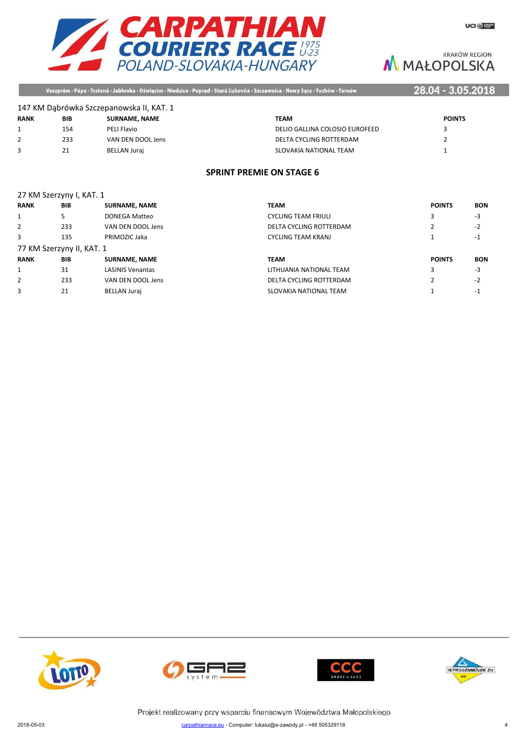147 KM Dąbrówka Szczepanowska II, KAT. 1

| RANK | BIB | SURNAME, NAME | TEAM | POINTS |
| --- | --- | --- | --- | --- |
| 1 | 154 | PELI Flavio | DELIO GALLINA COLOSIO EUROFEED | 3 |
| 2 | 233 | VAN DEN DOOL Jens | DELTA CYCLING ROTTERDAM | 2 |
| 3 | 21 | BELLAN Juraj | SLOVAKIA NATIONAL TEAM | 1 |

## SPRINT PREMIE ON STAGE 6

27 KM Szerzyny I, KAT. 1

| RANK | BIB | SURNAME, NAME | TEAM | POINTS | BON |
| --- | --- | --- | --- | --- | --- |
| 1 | 5 | DONEGA Matteo | CYCLING TEAM FRIULI | 3 | -3 |
| 2 | 233 | VAN DEN DOOL Jens | DELTA CYCLING ROTTERDAM | 2 | -2 |
| 3 | 135 | PRIMOZIC Jaka | CYCLING TEAM KRANJ | 1 | -1 |

77 KM Szerzyny II, KAT. 1

| RANK | BIB | SURNAME, NAME | TEAM | POINTS | BON |
| --- | --- | --- | --- | --- | --- |
| 1 | 31 | LASINIS Venantas | LITHUANIA NATIONAL TEAM | 3 | -3 |
| 2 | 233 | VAN DEN DOOL Jens | DELTA CYCLING ROTTERDAM | 2 | -2 |
| 3 | 21 | BELLAN Juraj | SLOVAKIA NATIONAL TEAM | 1 | -1 |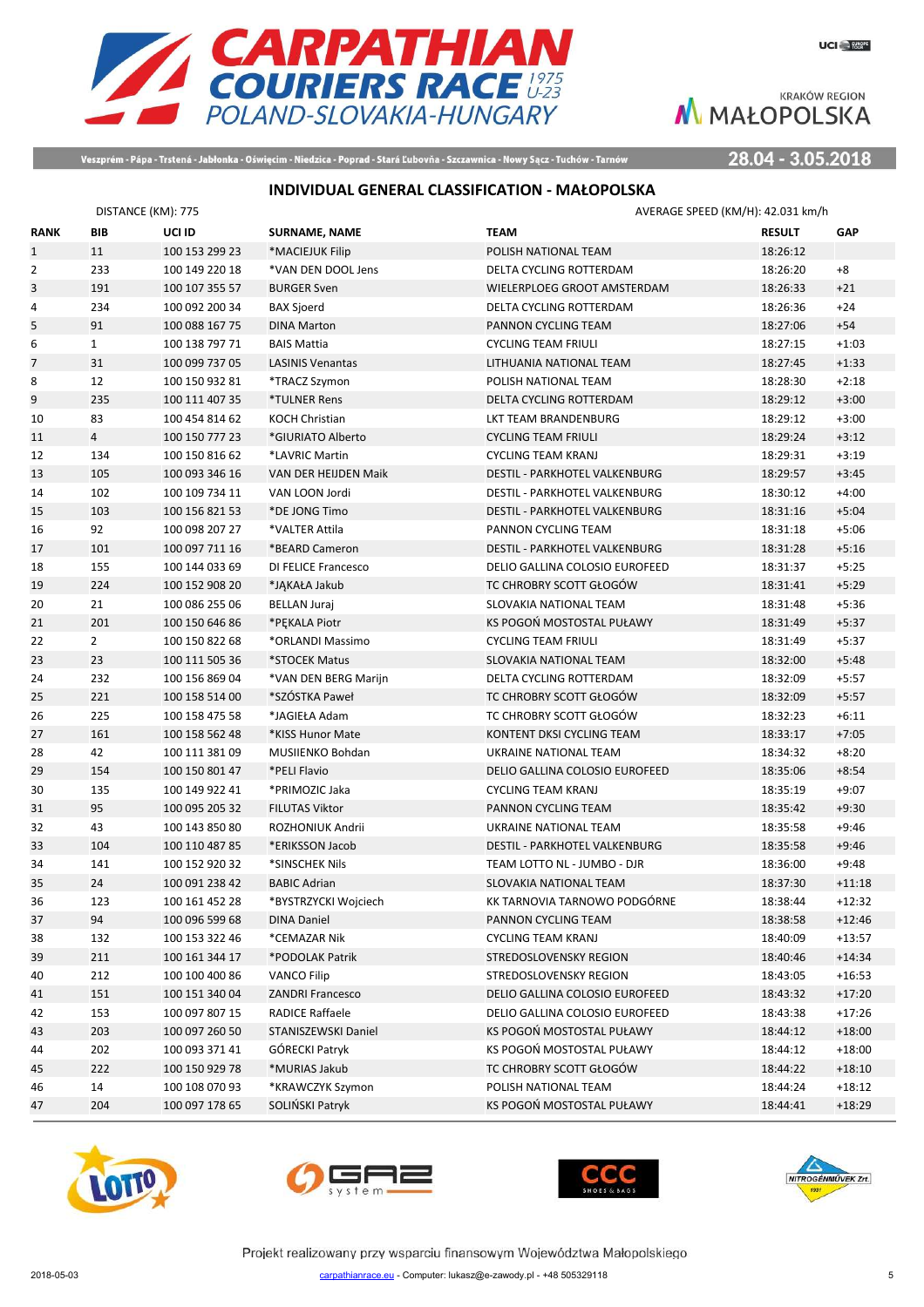# CARPATHIAN COURIERS RACE 1975 U-23

POLAND-SLOVAKIA-HUNGARY

Veszprém - Pápa - Trstená - Jabłonka - Oświęcim - Niedzica - Poprad - Stará Ľubovňa - Szczawnica - Nowy Sącz - Tuchów - Tarnów

28.04 - 3.05.2018

## INDIVIDUAL GENERAL CLASSIFICATION - MAŁOPOLSKA

DISTANCE (KM): 775

AVERAGE SPEED (KM/H): 42.031 km/h

| RANK | BIB | UCI ID | SURNAME, NAME | TEAM | RESULT | GAP |
|---|---|---|---|---|---|---|
| 1 | 11 | 100 153 299 23 | *MACIEJUK Filip | POLISH NATIONAL TEAM | 18:26:12 | |
| 2 | 233 | 100 149 220 18 | *VAN DEN DOOL Jens | DELTA CYCLING ROTTERDAM | 18:26:20 | +8 |
| 3 | 191 | 100 107 355 57 | BURGER Sven | WIELERPLOEG GROOT AMSTERDAM | 18:26:33 | +21 |
| 4 | 234 | 100 092 200 34 | BAX Sjoerd | DELTA CYCLING ROTTERDAM | 18:26:36 | +24 |
| 5 | 91 | 100 088 167 75 | DINA Marton | PANNON CYCLING TEAM | 18:27:06 | +54 |
| 6 | 1 | 100 138 797 71 | BAIS Mattia | CYCLING TEAM FRIULI | 18:27:15 | +1:03 |
| 7 | 31 | 100 099 737 05 | LASINIS Venantas | LITHUANIA NATIONAL TEAM | 18:27:45 | +1:33 |
| 8 | 12 | 100 150 932 81 | *TRACZ Szymon | POLISH NATIONAL TEAM | 18:28:30 | +2:18 |
| 9 | 235 | 100 111 407 35 | *TULNER Rens | DELTA CYCLING ROTTERDAM | 18:29:12 | +3:00 |
| 10 | 83 | 100 454 814 62 | KOCH Christian | LKT TEAM BRANDENBURG | 18:29:12 | +3:00 |
| 11 | 4 | 100 150 777 23 | *GIURIATO Alberto | CYCLING TEAM FRIULI | 18:29:24 | +3:12 |
| 12 | 134 | 100 150 816 62 | *LAVRIC Martin | CYCLING TEAM KRANJ | 18:29:31 | +3:19 |
| 13 | 105 | 100 093 346 16 | VAN DER HEIJDEN Maik | DESTIL - PARKHOTEL VALKENBURG | 18:29:57 | +3:45 |
| 14 | 102 | 100 109 734 11 | VAN LOON Jordi | DESTIL - PARKHOTEL VALKENBURG | 18:30:12 | +4:00 |
| 15 | 103 | 100 156 821 53 | *DE JONG Timo | DESTIL - PARKHOTEL VALKENBURG | 18:31:16 | +5:04 |
| 16 | 92 | 100 098 207 27 | *VALTER Attila | PANNON CYCLING TEAM | 18:31:18 | +5:06 |
| 17 | 101 | 100 097 711 16 | *BEARD Cameron | DESTIL - PARKHOTEL VALKENBURG | 18:31:28 | +5:16 |
| 18 | 155 | 100 144 033 69 | DI FELICE Francesco | DELIO GALLINA COLOSIO EUROFEED | 18:31:37 | +5:25 |
| 19 | 224 | 100 152 908 20 | *JĄKAŁA Jakub | TC CHROBRY SCOTT GŁOGÓW | 18:31:41 | +5:29 |
| 20 | 21 | 100 086 255 06 | BELLAN Juraj | SLOVAKIA NATIONAL TEAM | 18:31:48 | +5:36 |
| 21 | 201 | 100 150 646 86 | *PĘKALA Piotr | KS POGOŃ MOSTOSTAL PUŁAWY | 18:31:49 | +5:37 |
| 22 | 2 | 100 150 822 68 | *ORLANDI Massimo | CYCLING TEAM FRIULI | 18:31:49 | +5:37 |
| 23 | 23 | 100 111 505 36 | *STOCEK Matus | SLOVAKIA NATIONAL TEAM | 18:32:00 | +5:48 |
| 24 | 232 | 100 156 869 04 | *VAN DEN BERG Marijn | DELTA CYCLING ROTTERDAM | 18:32:09 | +5:57 |
| 25 | 221 | 100 158 514 00 | *SZÓSTKA Paweł | TC CHROBRY SCOTT GŁOGÓW | 18:32:09 | +5:57 |
| 26 | 225 | 100 158 475 58 | *JAGIEŁA Adam | TC CHROBRY SCOTT GŁOGÓW | 18:32:23 | +6:11 |
| 27 | 161 | 100 158 562 48 | *KISS Hunor Mate | KONTENT DKSI CYCLING TEAM | 18:33:17 | +7:05 |
| 28 | 42 | 100 111 381 09 | MUSIIENKO Bohdan | UKRAINE NATIONAL TEAM | 18:34:32 | +8:20 |
| 29 | 154 | 100 150 801 47 | *PELI Flavio | DELIO GALLINA COLOSIO EUROFEED | 18:35:06 | +8:54 |
| 30 | 135 | 100 149 922 41 | *PRIMOZIC Jaka | CYCLING TEAM KRANJ | 18:35:19 | +9:07 |
| 31 | 95 | 100 095 205 32 | FILUTAS Viktor | PANNON CYCLING TEAM | 18:35:42 | +9:30 |
| 32 | 43 | 100 143 850 80 | ROZHONIUK Andrii | UKRAINE NATIONAL TEAM | 18:35:58 | +9:46 |
| 33 | 104 | 100 110 487 85 | *ERIKSSON Jacob | DESTIL - PARKHOTEL VALKENBURG | 18:35:58 | +9:46 |
| 34 | 141 | 100 152 920 32 | *SINSCHEK Nils | TEAM LOTTO NL - JUMBO - DJR | 18:36:00 | +9:48 |
| 35 | 24 | 100 091 238 42 | BABIC Adrian | SLOVAKIA NATIONAL TEAM | 18:37:30 | +11:18 |
| 36 | 123 | 100 161 452 28 | *BYSTRZYCKI Wojciech | KK TARNOVIA TARNOWO PODGÓRNE | 18:38:44 | +12:32 |
| 37 | 94 | 100 096 599 68 | DINA Daniel | PANNON CYCLING TEAM | 18:38:58 | +12:46 |
| 38 | 132 | 100 153 322 46 | *CEMAZAR Nik | CYCLING TEAM KRANJ | 18:40:09 | +13:57 |
| 39 | 211 | 100 161 344 17 | *PODOLAK Patrik | STREDOSLOVENSKY REGION | 18:40:46 | +14:34 |
| 40 | 212 | 100 100 400 86 | VANCO Filip | STREDOSLOVENSKY REGION | 18:43:05 | +16:53 |
| 41 | 151 | 100 151 340 04 | ZANDRI Francesco | DELIO GALLINA COLOSIO EUROFEED | 18:43:32 | +17:20 |
| 42 | 153 | 100 097 807 15 | RADICE Raffaele | DELIO GALLINA COLOSIO EUROFEED | 18:43:38 | +17:26 |
| 43 | 203 | 100 097 260 50 | STANISZEWSKI Daniel | KS POGOŃ MOSTOSTAL PUŁAWY | 18:44:12 | +18:00 |
| 44 | 202 | 100 093 371 41 | GÓRECKI Patryk | KS POGOŃ MOSTOSTAL PUŁAWY | 18:44:12 | +18:00 |
| 45 | 222 | 100 150 929 78 | *MURIAS Jakub | TC CHROBRY SCOTT GŁOGÓW | 18:44:22 | +18:10 |
| 46 | 14 | 100 108 070 93 | *KRAWCZYK Szymon | POLISH NATIONAL TEAM | 18:44:24 | +18:12 |
| 47 | 204 | 100 097 178 65 | SOLIŃSKI Patryk | KS POGOŃ MOSTOSTAL PUŁAWY | 18:44:41 | +18:29 |

Projekt realizowany przy wsparciu finansowym Województwa Małopolskiego

2018-05-03 carpathianrace.eu - Computer: lukasz@e-zawody.pl - +48 505329118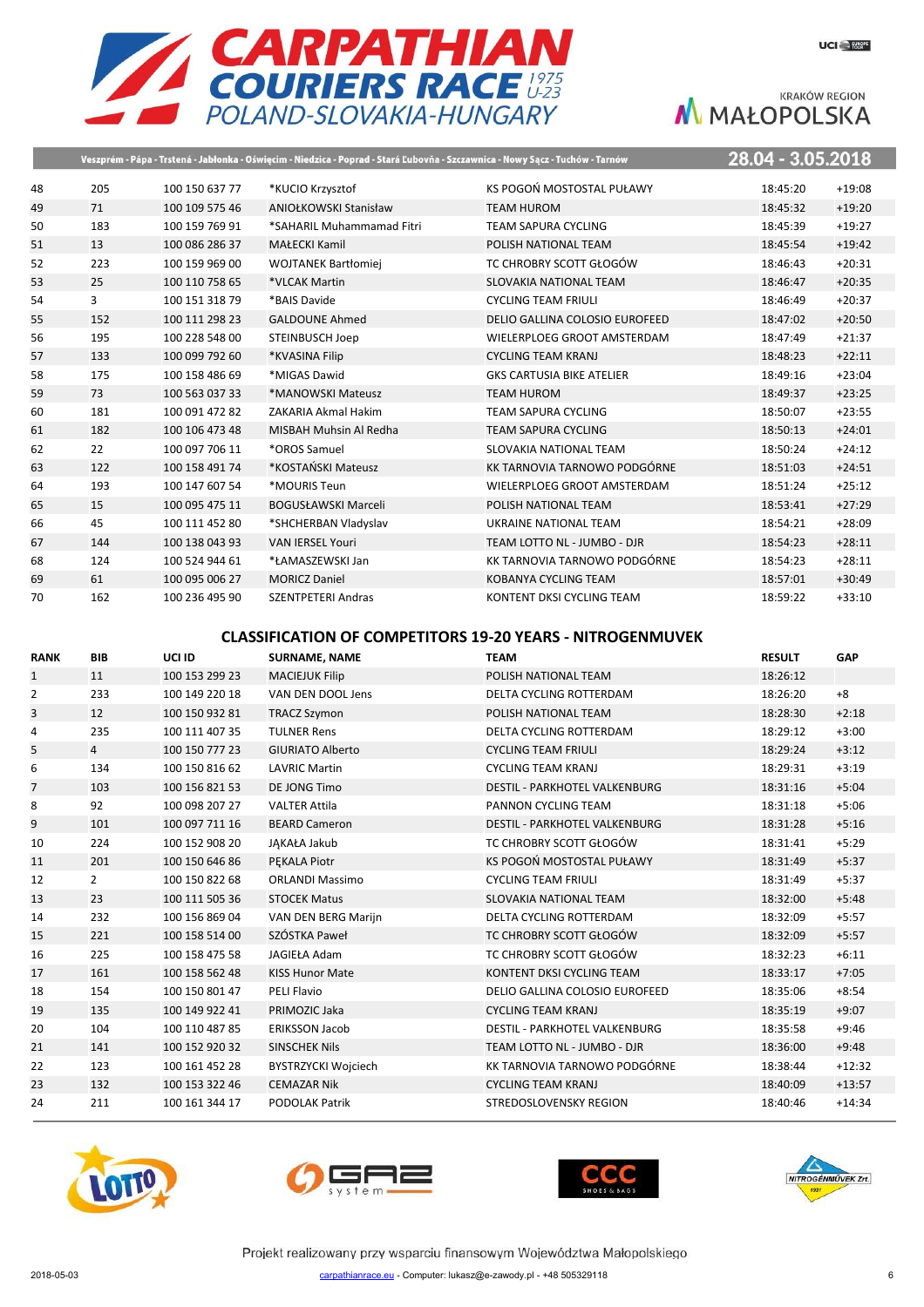| | | | | | | |
|---|---|---|---|---|---|---|
| 48 | 205 | 100 150 637 77 | *KUCIO Krzysztof | KS POGOŃ MOSTOSTAL PUŁAWY | 18:45:20 | +19:08 |
| 49 | 71 | 100 109 575 46 | ANIOŁKOWSKI Stanisław | TEAM HUROM | 18:45:32 | +19:20 |
| 50 | 183 | 100 159 769 91 | *SAHARIL Muhammamad Fitri | TEAM SAPURA CYCLING | 18:45:39 | +19:27 |
| 51 | 13 | 100 086 286 37 | MAŁECKI Kamil | POLISH NATIONAL TEAM | 18:45:54 | +19:42 |
| 52 | 223 | 100 159 969 00 | WOJTANEK Bartłomiej | TC CHROBRY SCOTT GŁOGÓW | 18:46:43 | +20:31 |
| 53 | 25 | 100 110 758 65 | *VLCAK Martin | SLOVAKIA NATIONAL TEAM | 18:46:47 | +20:35 |
| 54 | 3 | 100 151 318 79 | *BAIS Davide | CYCLING TEAM FRIULI | 18:46:49 | +20:37 |
| 55 | 152 | 100 111 298 23 | GALDOUNE Ahmed | DELIO GALLINA COLOSIO EUROFEED | 18:47:02 | +20:50 |
| 56 | 195 | 100 228 548 00 | STEINBUSCH Joep | WIELERPLOEG GROOT AMSTERDAM | 18:47:49 | +21:37 |
| 57 | 133 | 100 099 792 60 | *KVASINA Filip | CYCLING TEAM KRANJ | 18:48:23 | +22:11 |
| 58 | 175 | 100 158 486 69 | *MIGAS Dawid | GKS CARTUSIA BIKE ATELIER | 18:49:16 | +23:04 |
| 59 | 73 | 100 563 037 33 | *MANOWSKI Mateusz | TEAM HUROM | 18:49:37 | +23:25 |
| 60 | 181 | 100 091 472 82 | ZAKARIA Akmal Hakim | TEAM SAPURA CYCLING | 18:50:07 | +23:55 |
| 61 | 182 | 100 106 473 48 | MISBAH Muhsin Al Redha | TEAM SAPURA CYCLING | 18:50:13 | +24:01 |
| 62 | 22 | 100 097 706 11 | *OROS Samuel | SLOVAKIA NATIONAL TEAM | 18:50:24 | +24:12 |
| 63 | 122 | 100 158 491 74 | *KOSTAŃSKI Mateusz | KK TARNOVIA TARNOWO PODGÓRNE | 18:51:03 | +24:51 |
| 64 | 193 | 100 147 607 54 | *MOURIS Teun | WIELERPLOEG GROOT AMSTERDAM | 18:51:24 | +25:12 |
| 65 | 15 | 100 095 475 11 | BOGUSŁAWSKI Marceli | POLISH NATIONAL TEAM | 18:53:41 | +27:29 |
| 66 | 45 | 100 111 452 80 | *SHCHERBAN Vladyslav | UKRAINE NATIONAL TEAM | 18:54:21 | +28:09 |
| 67 | 144 | 100 138 043 93 | VAN IERSEL Youri | TEAM LOTTO NL - JUMBO - DJR | 18:54:23 | +28:11 |
| 68 | 124 | 100 524 944 61 | *ŁAMASZEWSKI Jan | KK TARNOVIA TARNOWO PODGÓRNE | 18:54:23 | +28:11 |
| 69 | 61 | 100 095 006 27 | MORICZ Daniel | KOBANYA CYCLING TEAM | 18:57:01 | +30:49 |
| 70 | 162 | 100 236 495 90 | SZENTPETERI Andras | KONTENT DKSI CYCLING TEAM | 18:59:22 | +33:10 |

## CLASSIFICATION OF COMPETITORS 19-20 YEARS - NITROGENMUVEK

| RANK | BIB | UCI ID | SURNAME, NAME | TEAM | RESULT | GAP |
|---|---|---|---|---|---|---|
| 1 | 11 | 100 153 299 23 | MACIEJUK Filip | POLISH NATIONAL TEAM | 18:26:12 | |
| 2 | 233 | 100 149 220 18 | VAN DEN DOOL Jens | DELTA CYCLING ROTTERDAM | 18:26:20 | +8 |
| 3 | 12 | 100 150 932 81 | TRACZ Szymon | POLISH NATIONAL TEAM | 18:28:30 | +2:18 |
| 4 | 235 | 100 111 407 35 | TULNER Rens | DELTA CYCLING ROTTERDAM | 18:29:12 | +3:00 |
| 5 | 4 | 100 150 777 23 | GIURIATO Alberto | CYCLING TEAM FRIULI | 18:29:24 | +3:12 |
| 6 | 134 | 100 150 816 62 | LAVRIC Martin | CYCLING TEAM KRANJ | 18:29:31 | +3:19 |
| 7 | 103 | 100 156 821 53 | DE JONG Timo | DESTIL - PARKHOTEL VALKENBURG | 18:31:16 | +5:04 |
| 8 | 92 | 100 098 207 27 | VALTER Attila | PANNON CYCLING TEAM | 18:31:18 | +5:06 |
| 9 | 101 | 100 097 711 16 | BEARD Cameron | DESTIL - PARKHOTEL VALKENBURG | 18:31:28 | +5:16 |
| 10 | 224 | 100 152 908 20 | JĄKAŁA Jakub | TC CHROBRY SCOTT GŁOGÓW | 18:31:41 | +5:29 |
| 11 | 201 | 100 150 646 86 | PĘKALA Piotr | KS POGOŃ MOSTOSTAL PUŁAWY | 18:31:49 | +5:37 |
| 12 | 2 | 100 150 822 68 | ORLANDI Massimo | CYCLING TEAM FRIULI | 18:31:49 | +5:37 |
| 13 | 23 | 100 111 505 36 | STOCEK Matus | SLOVAKIA NATIONAL TEAM | 18:32:00 | +5:48 |
| 14 | 232 | 100 156 869 04 | VAN DEN BERG Marijn | DELTA CYCLING ROTTERDAM | 18:32:09 | +5:57 |
| 15 | 221 | 100 158 514 00 | SZÓSTKA Paweł | TC CHROBRY SCOTT GŁOGÓW | 18:32:09 | +5:57 |
| 16 | 225 | 100 158 475 58 | JAGIEŁA Adam | TC CHROBRY SCOTT GŁOGÓW | 18:32:23 | +6:11 |
| 17 | 161 | 100 158 562 48 | KISS Hunor Mate | KONTENT DKSI CYCLING TEAM | 18:33:17 | +7:05 |
| 18 | 154 | 100 150 801 47 | PELI Flavio | DELIO GALLINA COLOSIO EUROFEED | 18:35:06 | +8:54 |
| 19 | 135 | 100 149 922 41 | PRIMOZIC Jaka | CYCLING TEAM KRANJ | 18:35:19 | +9:07 |
| 20 | 104 | 100 110 487 85 | ERIKSSON Jacob | DESTIL - PARKHOTEL VALKENBURG | 18:35:58 | +9:46 |
| 21 | 141 | 100 152 920 32 | SINSCHEK Nils | TEAM LOTTO NL - JUMBO - DJR | 18:36:00 | +9:48 |
| 22 | 123 | 100 161 452 28 | BYSTRZYCKI Wojciech | KK TARNOVIA TARNOWO PODGÓRNE | 18:38:44 | +12:32 |
| 23 | 132 | 100 153 322 46 | CEMAZAR Nik | CYCLING TEAM KRANJ | 18:40:09 | +13:57 |
| 24 | 211 | 100 161 344 17 | PODOLAK Patrik | STREDOSLOVENSKY REGION | 18:40:46 | +14:34 |

Projekt realizowany przy wsparciu finansowym Województwa Małopolskiego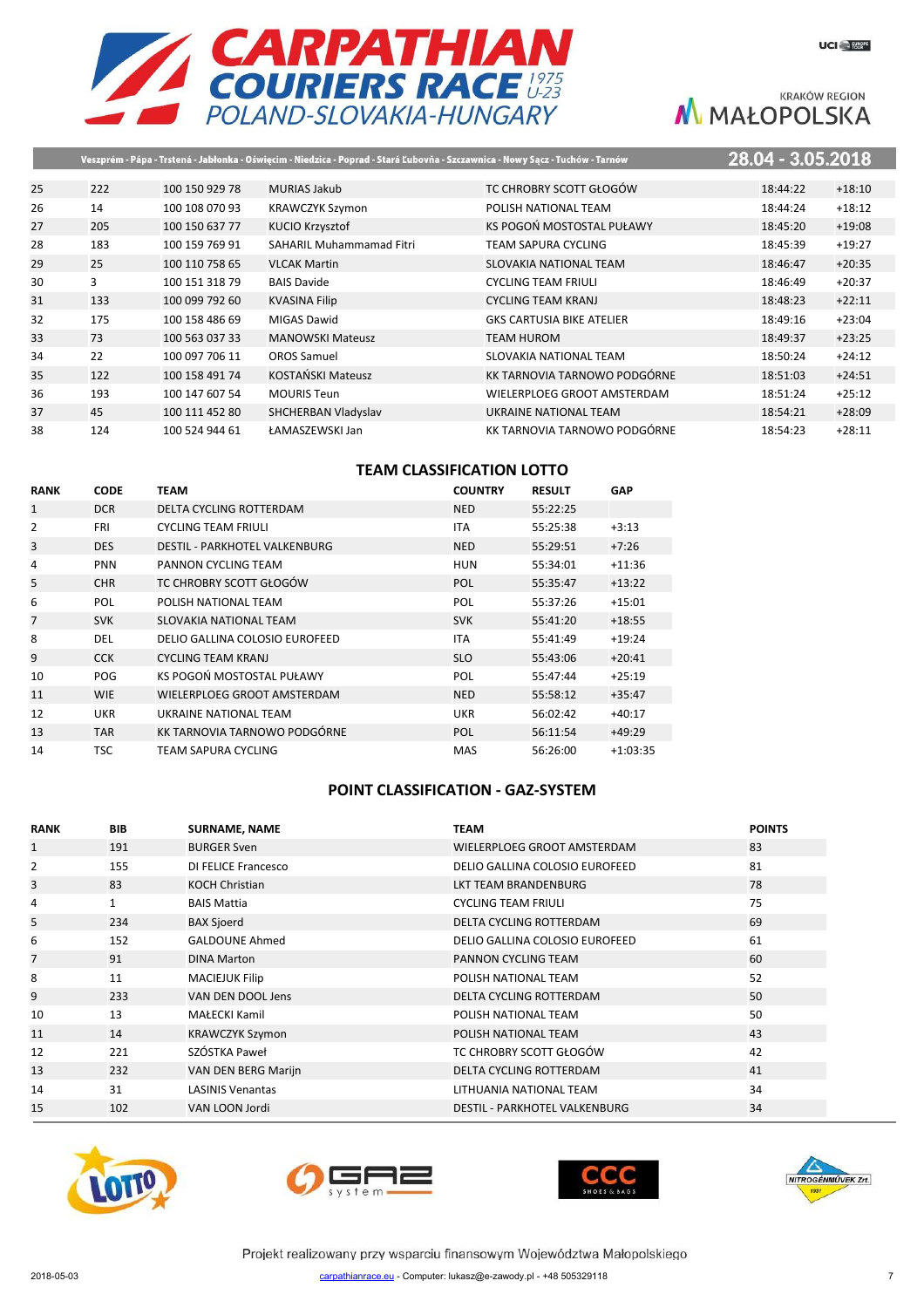| | | | | | | |
|---|---|---|---|---|---|---|
| 25 | 222 | 100 150 929 78 | MURIAS Jakub | TC CHROBRY SCOTT GŁOGÓW | 18:44:22 | +18:10 |
| 26 | 14 | 100 108 070 93 | KRAWCZYK Szymon | POLISH NATIONAL TEAM | 18:44:24 | +18:12 |
| 27 | 205 | 100 150 637 77 | KUCIO Krzysztof | KS POGOŃ MOSTOSTAL PUŁAWY | 18:45:20 | +19:08 |
| 28 | 183 | 100 159 769 91 | SAHARIL Muhammamad Fitri | TEAM SAPURA CYCLING | 18:45:39 | +19:27 |
| 29 | 25 | 100 110 758 65 | VLCAK Martin | SLOVAKIA NATIONAL TEAM | 18:46:47 | +20:35 |
| 30 | 3 | 100 151 318 79 | BAIS Davide | CYCLING TEAM FRIULI | 18:46:49 | +20:37 |
| 31 | 133 | 100 099 792 60 | KVASINA Filip | CYCLING TEAM KRANJ | 18:48:23 | +22:11 |
| 32 | 175 | 100 158 486 69 | MIGAS Dawid | GKS CARTUSIA BIKE ATELIER | 18:49:16 | +23:04 |
| 33 | 73 | 100 563 037 33 | MANOWSKI Mateusz | TEAM HUROM | 18:49:37 | +23:25 |
| 34 | 22 | 100 097 706 11 | OROS Samuel | SLOVAKIA NATIONAL TEAM | 18:50:24 | +24:12 |
| 35 | 122 | 100 158 491 74 | KOSTAŃSKI Mateusz | KK TARNOVIA TARNOWO PODGÓRNE | 18:51:03 | +24:51 |
| 36 | 193 | 100 147 607 54 | MOURIS Teun | WIELERPLOEG GROOT AMSTERDAM | 18:51:24 | +25:12 |
| 37 | 45 | 100 111 452 80 | SHCHERBAN Vladyslav | UKRAINE NATIONAL TEAM | 18:54:21 | +28:09 |
| 38 | 124 | 100 524 944 61 | ŁAMASZEWSKI Jan | KK TARNOVIA TARNOWO PODGÓRNE | 18:54:23 | +28:11 |

## TEAM CLASSIFICATION LOTTO

| RANK | CODE | TEAM | COUNTRY | RESULT | GAP |
|---|---|---|---|---|---|
| 1 | DCR | DELTA CYCLING ROTTERDAM | NED | 55:22:25 | |
| 2 | FRI | CYCLING TEAM FRIULI | ITA | 55:25:38 | +3:13 |
| 3 | DES | DESTIL - PARKHOTEL VALKENBURG | NED | 55:29:51 | +7:26 |
| 4 | PNN | PANNON CYCLING TEAM | HUN | 55:34:01 | +11:36 |
| 5 | CHR | TC CHROBRY SCOTT GŁOGÓW | POL | 55:35:47 | +13:22 |
| 6 | POL | POLISH NATIONAL TEAM | POL | 55:37:26 | +15:01 |
| 7 | SVK | SLOVAKIA NATIONAL TEAM | SVK | 55:41:20 | +18:55 |
| 8 | DEL | DELIO GALLINA COLOSIO EUROFEED | ITA | 55:41:49 | +19:24 |
| 9 | CCK | CYCLING TEAM KRANJ | SLO | 55:43:06 | +20:41 |
| 10 | POG | KS POGOŃ MOSTOSTAL PUŁAWY | POL | 55:47:44 | +25:19 |
| 11 | WIE | WIELERPLOEG GROOT AMSTERDAM | NED | 55:58:12 | +35:47 |
| 12 | UKR | UKRAINE NATIONAL TEAM | UKR | 56:02:42 | +40:17 |
| 13 | TAR | KK TARNOVIA TARNOWO PODGÓRNE | POL | 56:11:54 | +49:29 |
| 14 | TSC | TEAM SAPURA CYCLING | MAS | 56:26:00 | +1:03:35 |

## POINT CLASSIFICATION - GAZ-SYSTEM

| RANK | BIB | SURNAME, NAME | TEAM | POINTS |
|---|---|---|---|---|
| 1 | 191 | BURGER Sven | WIELERPLOEG GROOT AMSTERDAM | 83 |
| 2 | 155 | DI FELICE Francesco | DELIO GALLINA COLOSIO EUROFEED | 81 |
| 3 | 83 | KOCH Christian | LKT TEAM BRANDENBURG | 78 |
| 4 | 1 | BAIS Mattia | CYCLING TEAM FRIULI | 75 |
| 5 | 234 | BAX Sjoerd | DELTA CYCLING ROTTERDAM | 69 |
| 6 | 152 | GALDOUNE Ahmed | DELIO GALLINA COLOSIO EUROFEED | 61 |
| 7 | 91 | DINA Marton | PANNON CYCLING TEAM | 60 |
| 8 | 11 | MACIEJUK Filip | POLISH NATIONAL TEAM | 52 |
| 9 | 233 | VAN DEN DOOL Jens | DELTA CYCLING ROTTERDAM | 50 |
| 10 | 13 | MAŁECKI Kamil | POLISH NATIONAL TEAM | 50 |
| 11 | 14 | KRAWCZYK Szymon | POLISH NATIONAL TEAM | 43 |
| 12 | 221 | SZÓSTKA Paweł | TC CHROBRY SCOTT GŁOGÓW | 42 |
| 13 | 232 | VAN DEN BERG Marijn | DELTA CYCLING ROTTERDAM | 41 |
| 14 | 31 | LASINIS Venantas | LITHUANIA NATIONAL TEAM | 34 |
| 15 | 102 | VAN LOON Jordi | DESTIL - PARKHOTEL VALKENBURG | 34 |

Projekt realizowany przy wsparciu finansowym Województwa Małopolskiego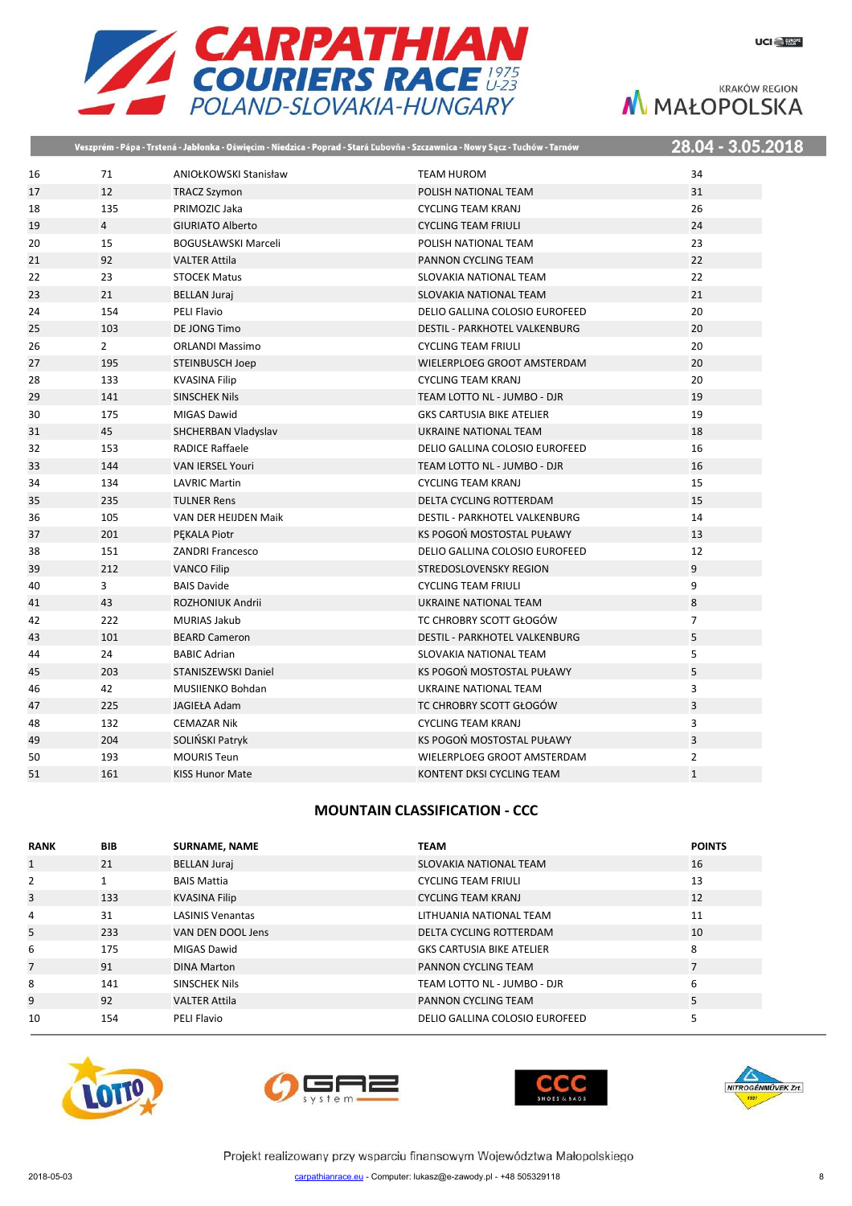| | | | | |
|---|---|---|---|---|
| 16 | 71 | ANIOŁKOWSKI Stanisław | TEAM HUROM | 34 |
| 17 | 12 | TRACZ Szymon | POLISH NATIONAL TEAM | 31 |
| 18 | 135 | PRIMOZIC Jaka | CYCLING TEAM KRANJ | 26 |
| 19 | 4 | GIURIATO Alberto | CYCLING TEAM FRIULI | 24 |
| 20 | 15 | BOGUSŁAWSKI Marceli | POLISH NATIONAL TEAM | 23 |
| 21 | 92 | VALTER Attila | PANNON CYCLING TEAM | 22 |
| 22 | 23 | STOCEK Matus | SLOVAKIA NATIONAL TEAM | 22 |
| 23 | 21 | BELLAN Juraj | SLOVAKIA NATIONAL TEAM | 21 |
| 24 | 154 | PELI Flavio | DELIO GALLINA COLOSIO EUROFEED | 20 |
| 25 | 103 | DE JONG Timo | DESTIL - PARKHOTEL VALKENBURG | 20 |
| 26 | 2 | ORLANDI Massimo | CYCLING TEAM FRIULI | 20 |
| 27 | 195 | STEINBUSCH Joep | WIELERPLOEG GROOT AMSTERDAM | 20 |
| 28 | 133 | KVASINA Filip | CYCLING TEAM KRANJ | 20 |
| 29 | 141 | SINSCHEK Nils | TEAM LOTTO NL - JUMBO - DJR | 19 |
| 30 | 175 | MIGAS Dawid | GKS CARTUSIA BIKE ATELIER | 19 |
| 31 | 45 | SHCHERBAN Vladyslav | UKRAINE NATIONAL TEAM | 18 |
| 32 | 153 | RADICE Raffaele | DELIO GALLINA COLOSIO EUROFEED | 16 |
| 33 | 144 | VAN IERSEL Youri | TEAM LOTTO NL - JUMBO - DJR | 16 |
| 34 | 134 | LAVRIC Martin | CYCLING TEAM KRANJ | 15 |
| 35 | 235 | TULNER Rens | DELTA CYCLING ROTTERDAM | 15 |
| 36 | 105 | VAN DER HEIJDEN Maik | DESTIL - PARKHOTEL VALKENBURG | 14 |
| 37 | 201 | PĘKALA Piotr | KS POGOŃ MOSTOSTAL PUŁAWY | 13 |
| 38 | 151 | ZANDRI Francesco | DELIO GALLINA COLOSIO EUROFEED | 12 |
| 39 | 212 | VANCO Filip | STREDOSLOVENSKY REGION | 9 |
| 40 | 3 | BAIS Davide | CYCLING TEAM FRIULI | 9 |
| 41 | 43 | ROZHONIUK Andrii | UKRAINE NATIONAL TEAM | 8 |
| 42 | 222 | MURIAS Jakub | TC CHROBRY SCOTT GŁOGÓW | 7 |
| 43 | 101 | BEARD Cameron | DESTIL - PARKHOTEL VALKENBURG | 5 |
| 44 | 24 | BABIC Adrian | SLOVAKIA NATIONAL TEAM | 5 |
| 45 | 203 | STANISZEWSKI Daniel | KS POGOŃ MOSTOSTAL PUŁAWY | 5 |
| 46 | 42 | MUSIIENKO Bohdan | UKRAINE NATIONAL TEAM | 3 |
| 47 | 225 | JAGIEŁA Adam | TC CHROBRY SCOTT GŁOGÓW | 3 |
| 48 | 132 | CEMAZAR Nik | CYCLING TEAM KRANJ | 3 |
| 49 | 204 | SOLIŃSKI Patryk | KS POGOŃ MOSTOSTAL PUŁAWY | 3 |
| 50 | 193 | MOURIS Teun | WIELERPLOEG GROOT AMSTERDAM | 2 |
| 51 | 161 | KISS Hunor Mate | KONTENT DKSI CYCLING TEAM | 1 |

## MOUNTAIN CLASSIFICATION - CCC

| RANK | BIB | SURNAME, NAME | TEAM | POINTS |
|---|---|---|---|---|
| 1 | 21 | BELLAN Juraj | SLOVAKIA NATIONAL TEAM | 16 |
| 2 | 1 | BAIS Mattia | CYCLING TEAM FRIULI | 13 |
| 3 | 133 | KVASINA Filip | CYCLING TEAM KRANJ | 12 |
| 4 | 31 | LASINIS Venantas | LITHUANIA NATIONAL TEAM | 11 |
| 5 | 233 | VAN DEN DOOL Jens | DELTA CYCLING ROTTERDAM | 10 |
| 6 | 175 | MIGAS Dawid | GKS CARTUSIA BIKE ATELIER | 8 |
| 7 | 91 | DINA Marton | PANNON CYCLING TEAM | 7 |
| 8 | 141 | SINSCHEK Nils | TEAM LOTTO NL - JUMBO - DJR | 6 |
| 9 | 92 | VALTER Attila | PANNON CYCLING TEAM | 5 |
| 10 | 154 | PELI Flavio | DELIO GALLINA COLOSIO EUROFEED | 5 |

Projekt realizowany przy wsparciu finansowym Województwa Małopolskiego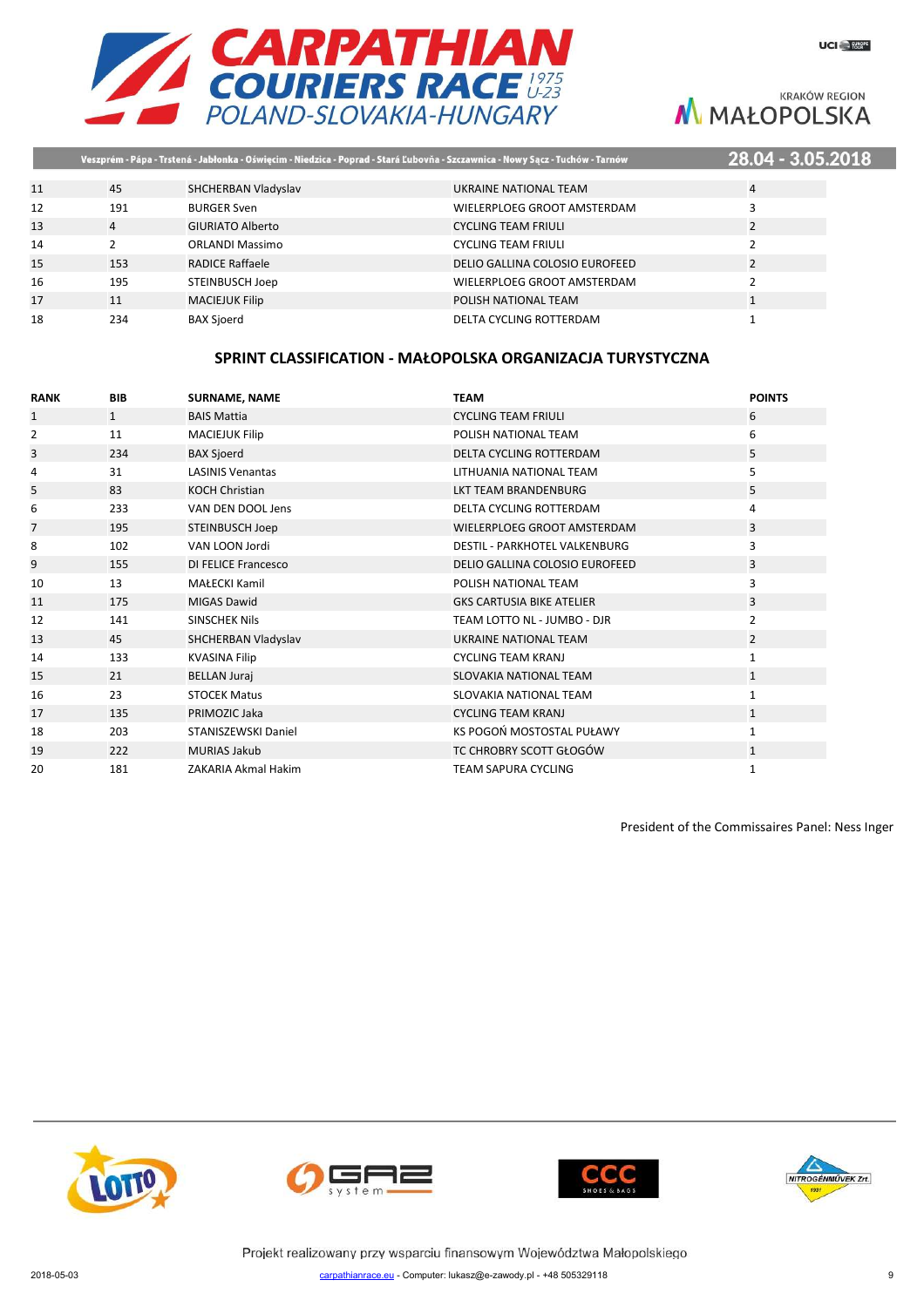| | | | | |
|---|---|---|---|---|
| 11 | 45 | SHCHERBAN Vladyslav | UKRAINE NATIONAL TEAM | 4 |
| 12 | 191 | BURGER Sven | WIELERPLOEG GROOT AMSTERDAM | 3 |
| 13 | 4 | GIURIATO Alberto | CYCLING TEAM FRIULI | 2 |
| 14 | 2 | ORLANDI Massimo | CYCLING TEAM FRIULI | 2 |
| 15 | 153 | RADICE Raffaele | DELIO GALLINA COLOSIO EUROFEED | 2 |
| 16 | 195 | STEINBUSCH Joep | WIELERPLOEG GROOT AMSTERDAM | 2 |
| 17 | 11 | MACIEJUK Filip | POLISH NATIONAL TEAM | 1 |
| 18 | 234 | BAX Sjoerd | DELTA CYCLING ROTTERDAM | 1 |

## SPRINT CLASSIFICATION - MAŁOPOLSKA ORGANIZACJA TURYSTYCZNA

| RANK | BIB | SURNAME, NAME | TEAM | POINTS |
|---|---|---|---|---|
| 1 | 1 | BAIS Mattia | CYCLING TEAM FRIULI | 6 |
| 2 | 11 | MACIEJUK Filip | POLISH NATIONAL TEAM | 6 |
| 3 | 234 | BAX Sjoerd | DELTA CYCLING ROTTERDAM | 5 |
| 4 | 31 | LASINIS Venantas | LITHUANIA NATIONAL TEAM | 5 |
| 5 | 83 | KOCH Christian | LKT TEAM BRANDENBURG | 5 |
| 6 | 233 | VAN DEN DOOL Jens | DELTA CYCLING ROTTERDAM | 4 |
| 7 | 195 | STEINBUSCH Joep | WIELERPLOEG GROOT AMSTERDAM | 3 |
| 8 | 102 | VAN LOON Jordi | DESTIL - PARKHOTEL VALKENBURG | 3 |
| 9 | 155 | DI FELICE Francesco | DELIO GALLINA COLOSIO EUROFEED | 3 |
| 10 | 13 | MAŁECKI Kamil | POLISH NATIONAL TEAM | 3 |
| 11 | 175 | MIGAS Dawid | GKS CARTUSIA BIKE ATELIER | 3 |
| 12 | 141 | SINSCHEK Nils | TEAM LOTTO NL - JUMBO - DJR | 2 |
| 13 | 45 | SHCHERBAN Vladyslav | UKRAINE NATIONAL TEAM | 2 |
| 14 | 133 | KVASINA Filip | CYCLING TEAM KRANJ | 1 |
| 15 | 21 | BELLAN Juraj | SLOVAKIA NATIONAL TEAM | 1 |
| 16 | 23 | STOCEK Matus | SLOVAKIA NATIONAL TEAM | 1 |
| 17 | 135 | PRIMOZIC Jaka | CYCLING TEAM KRANJ | 1 |
| 18 | 203 | STANISZEWSKI Daniel | KS POGOŃ MOSTOSTAL PUŁAWY | 1 |
| 19 | 222 | MURIAS Jakub | TC CHROBRY SCOTT GŁOGÓW | 1 |
| 20 | 181 | ZAKARIA Akmal Hakim | TEAM SAPURA CYCLING | 1 |

President of the Commissaires Panel: Ness Inger

Projekt realizowany przy wsparciu finansowym Województwa Małopolskiego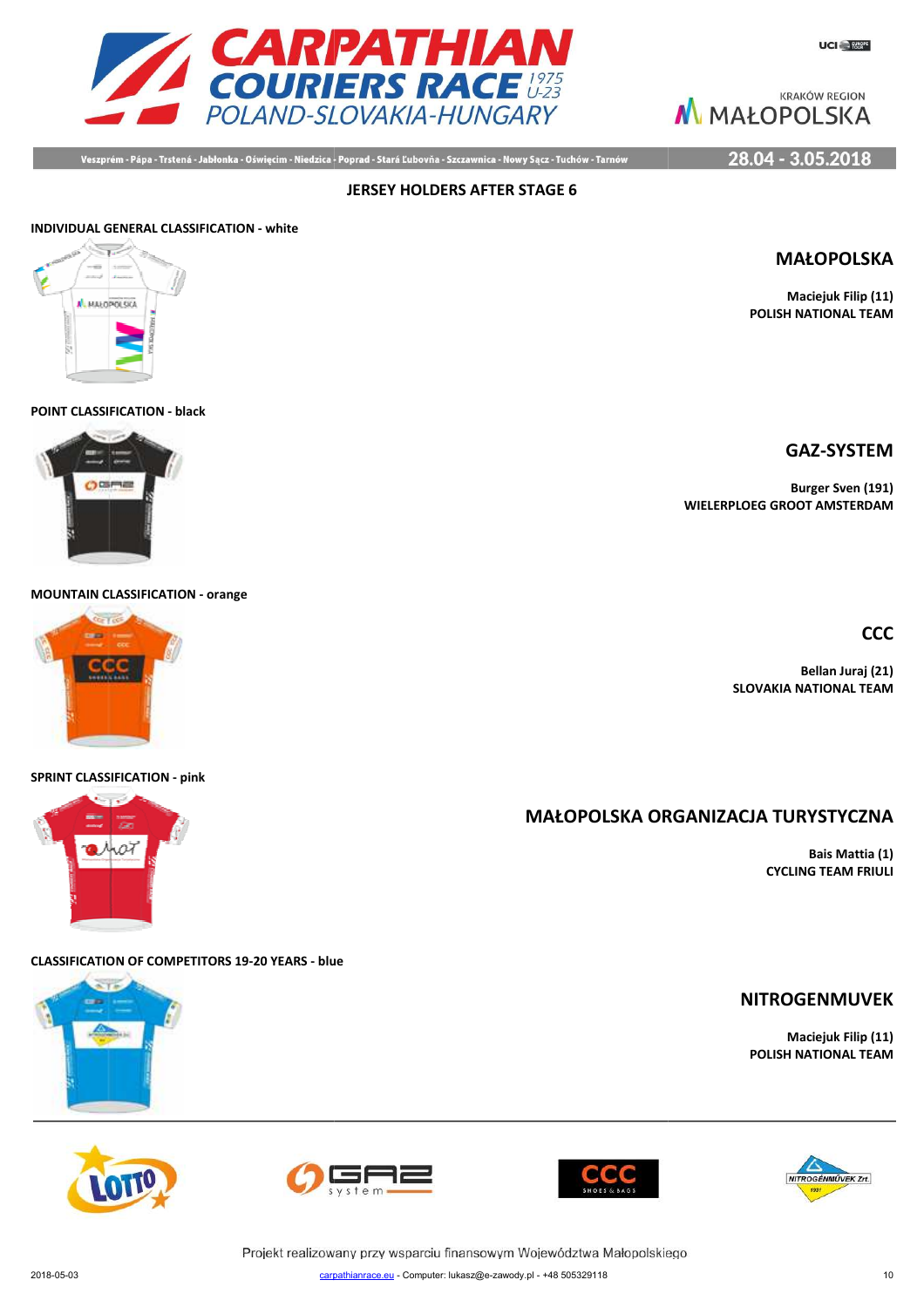# JERSEY HOLDERS AFTER STAGE 6

**INDIVIDUAL GENERAL CLASSIFICATION - white**

## MAŁOPOLSKA

**Maciejuk Filip (11)**
**POLISH NATIONAL TEAM**

**POINT CLASSIFICATION - black**

## GAZ-SYSTEM

**Burger Sven (191)**
**WIELERPLOEG GROOT AMSTERDAM**

**MOUNTAIN CLASSIFICATION - orange**

## CCC

**Bellan Juraj (21)**
**SLOVAKIA NATIONAL TEAM**

**SPRINT CLASSIFICATION - pink**

## MAŁOPOLSKA ORGANIZACJA TURYSTYCZNA

**Bais Mattia (1)**
**CYCLING TEAM FRIULI**

**CLASSIFICATION OF COMPETITORS 19-20 YEARS - blue**

## NITROGENMUVEK

**Maciejuk Filip (11)**
**POLISH NATIONAL TEAM**

Projekt realizowany przy wsparciu finansowym Województwa Małopolskiego